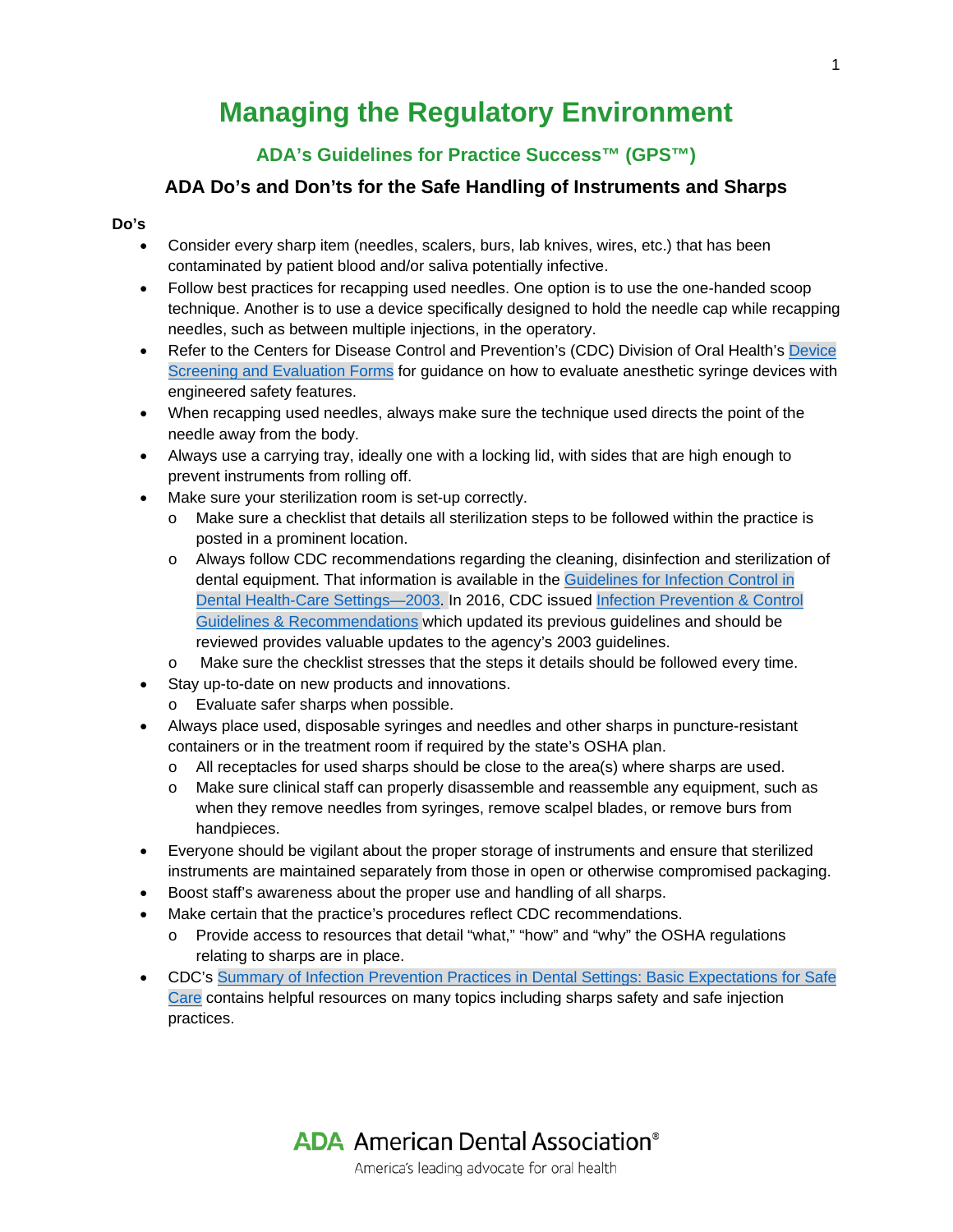# Managing the Regulatory Environment

## ADA's Guidelines for Practice Success™ (GPS™)

### ADA Do's and Don'ts for the Safe Handling of Instruments and Sharps

**Do's**

- Consider every sharp item (needles, scalers, burs, lab knives, wires, etc.) that has been contaminated by patient blood and/or saliva potentially infective.
- Follow best practices for recapping used needles. One option is to use the one-handed scoop technique. Another is to use a device specifically designed to hold the needle cap while recapping needles, such as between multiple injections, in the operatory.
- Refer to the Centers for Disease Control and Prevention's (CDC) Division of Oral Health's Device Screening and Evaluation Forms for guidance on how to evaluate anesthetic syringe devices with engineered safety features.
- When recapping used needles, always make sure the technique used directs the point of the needle away from the body.
- Always use a carrying tray, ideally one with a locking lid, with sides that are high enough to prevent instruments from rolling off.
- Make sure your sterilization room is set-up correctly.
  - Make sure a checklist that details all sterilization steps to be followed within the practice is posted in a prominent location.
  - Always follow CDC recommendations regarding the cleaning, disinfection and sterilization of dental equipment. That information is available in the Guidelines for Infection Control in Dental Health-Care Settings—2003. In 2016, CDC issued Infection Prevention & Control Guidelines & Recommendations which updated its previous guidelines and should be reviewed provides valuable updates to the agency's 2003 guidelines.
  - Make sure the checklist stresses that the steps it details should be followed every time.
- Stay up-to-date on new products and innovations.
  - Evaluate safer sharps when possible.
- Always place used, disposable syringes and needles and other sharps in puncture-resistant containers or in the treatment room if required by the state's OSHA plan.
  - All receptacles for used sharps should be close to the area(s) where sharps are used.
  - Make sure clinical staff can properly disassemble and reassemble any equipment, such as when they remove needles from syringes, remove scalpel blades, or remove burs from handpieces.
- Everyone should be vigilant about the proper storage of instruments and ensure that sterilized instruments are maintained separately from those in open or otherwise compromised packaging.
- Boost staff's awareness about the proper use and handling of all sharps.
- Make certain that the practice's procedures reflect CDC recommendations.
  - Provide access to resources that detail "what," "how" and "why" the OSHA regulations relating to sharps are in place.
- CDC's Summary of Infection Prevention Practices in Dental Settings: Basic Expectations for Safe Care contains helpful resources on many topics including sharps safety and safe injection practices.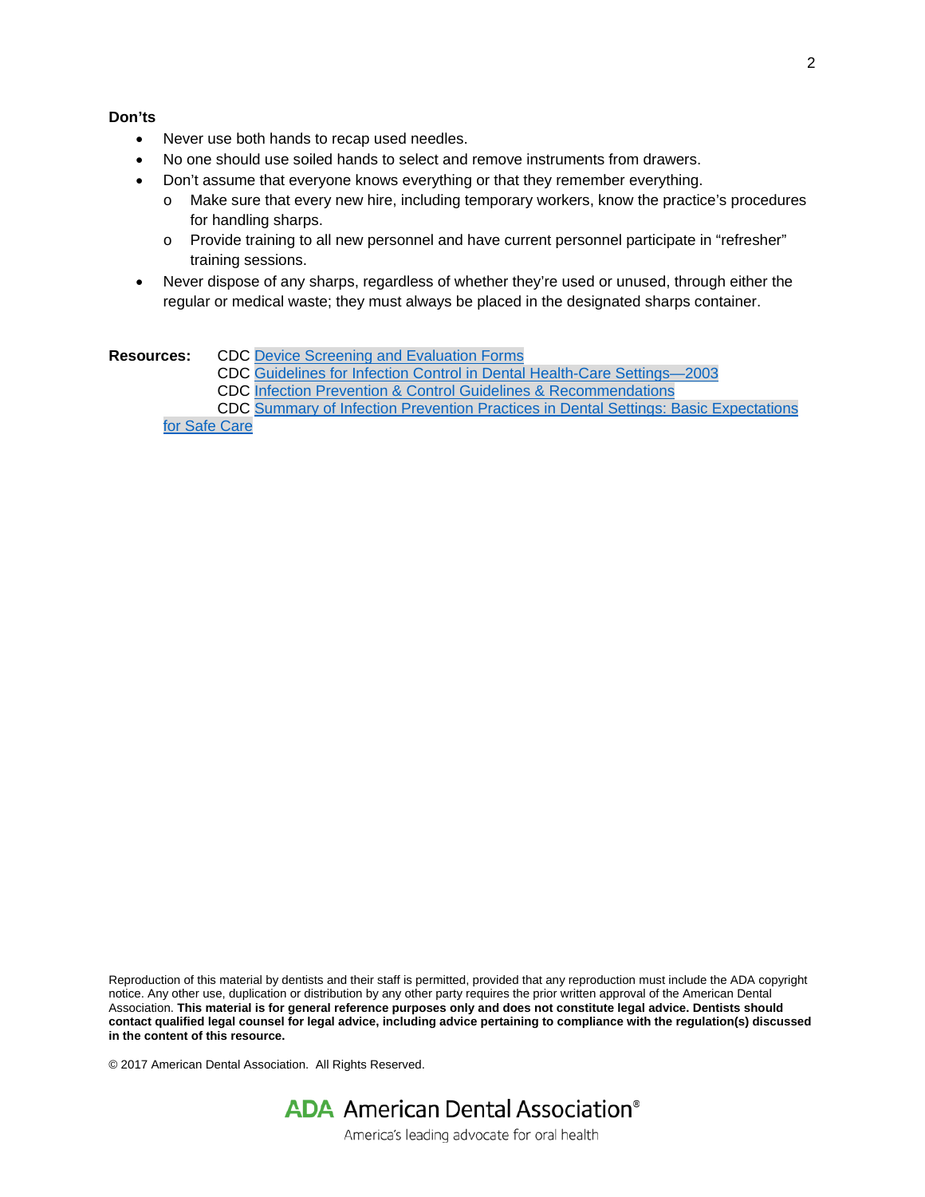**Don'ts**

- Never use both hands to recap used needles.
- No one should use soiled hands to select and remove instruments from drawers.
- Don't assume that everyone knows everything or that they remember everything.
  - Make sure that every new hire, including temporary workers, know the practice's procedures for handling sharps.
  - Provide training to all new personnel and have current personnel participate in "refresher" training sessions.
- Never dispose of any sharps, regardless of whether they're used or unused, through either the regular or medical waste; they must always be placed in the designated sharps container.

**Resources:** CDC Device Screening and Evaluation Forms
CDC Guidelines for Infection Control in Dental Health-Care Settings—2003
CDC Infection Prevention & Control Guidelines & Recommendations
CDC Summary of Infection Prevention Practices in Dental Settings: Basic Expectations for Safe Care

Reproduction of this material by dentists and their staff is permitted, provided that any reproduction must include the ADA copyright notice. Any other use, duplication or distribution by any other party requires the prior written approval of the American Dental Association. **This material is for general reference purposes only and does not constitute legal advice. Dentists should contact qualified legal counsel for legal advice, including advice pertaining to compliance with the regulation(s) discussed in the content of this resource.**

© 2017 American Dental Association. All Rights Reserved.

ADA American Dental Association®

America's leading advocate for oral health